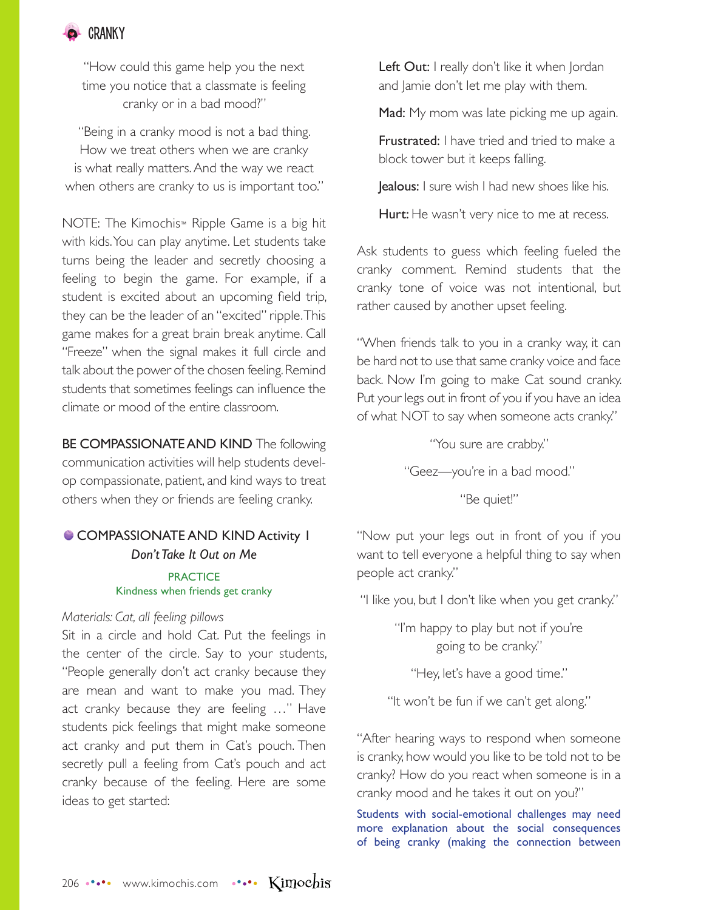"How could this game help you the next time you notice that a classmate is feeling cranky or in a bad mood?"

"Being in a cranky mood is not a bad thing. How we treat others when we are cranky is what really matters. And the way we react when others are cranky to us is important too."

NOTE: The Kimochis™ Ripple Game is a big hit with kids. You can play anytime. Let students take turns being the leader and secretly choosing a feeling to begin the game. For example, if a student is excited about an upcoming field trip, they can be the leader of an "excited" ripple. This game makes for a great brain break anytime. Call "Freeze" when the signal makes it full circle and talk about the power of the chosen feeling. Remind students that sometimes feelings can influence the climate or mood of the entire classroom.

**BE COMPASSIONATE AND KIND** The following communication activities will help students develop compassionate, patient, and kind ways to treat others when they or friends are feeling cranky.

### COMPASSIONATE AND KIND Activity 1
#### *Don't Take It Out on Me*

PRACTICE
Kindness when friends get cranky

*Materials: Cat, all feeling pillows*

Sit in a circle and hold Cat. Put the feelings in the center of the circle. Say to your students, "People generally don't act cranky because they are mean and want to make you mad. They act cranky because they are feeling …" Have students pick feelings that might make someone act cranky and put them in Cat's pouch. Then secretly pull a feeling from Cat's pouch and act cranky because of the feeling. Here are some ideas to get started:

**Left Out:** I really don't like it when Jordan and Jamie don't let me play with them.

**Mad:** My mom was late picking me up again.

**Frustrated:** I have tried and tried to make a block tower but it keeps falling.

**Jealous:** I sure wish I had new shoes like his.

**Hurt:** He wasn't very nice to me at recess.

Ask students to guess which feeling fueled the cranky comment. Remind students that the cranky tone of voice was not intentional, but rather caused by another upset feeling.

"When friends talk to you in a cranky way, it can be hard not to use that same cranky voice and face back. Now I'm going to make Cat sound cranky. Put your legs out in front of you if you have an idea of what NOT to say when someone acts cranky."

"You sure are crabby."

"Geez—you're in a bad mood."

"Be quiet!"

"Now put your legs out in front of you if you want to tell everyone a helpful thing to say when people act cranky."

"I like you, but I don't like when you get cranky."

"I'm happy to play but not if you're going to be cranky."

"Hey, let's have a good time."

"It won't be fun if we can't get along."

"After hearing ways to respond when someone is cranky, how would you like to be told not to be cranky? How do you react when someone is in a cranky mood and he takes it out on you?"

Students with social-emotional challenges may need more explanation about the social consequences of being cranky (making the connection between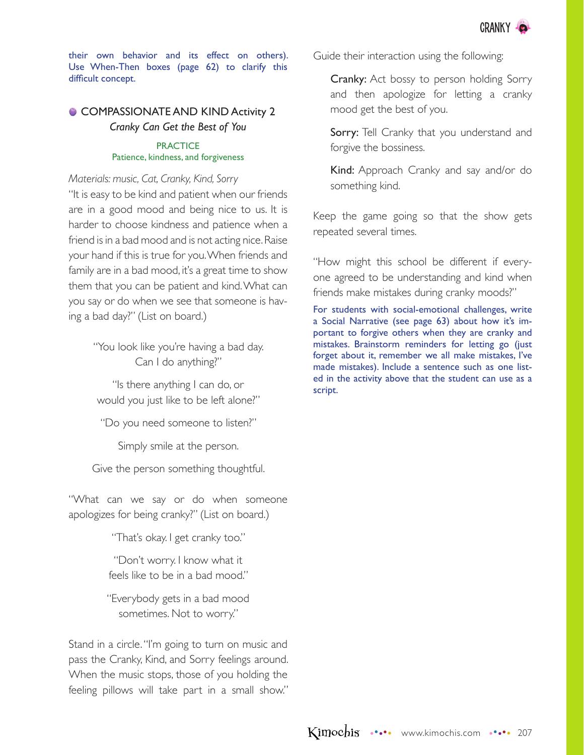their own behavior and its effect on others). Use When-Then boxes (page 62) to clarify this difficult concept.

## COMPASSIONATE AND KIND Activity 2

*Cranky Can Get the Best of You*

PRACTICE

Patience, kindness, and forgiveness

*Materials: music, Cat, Cranky, Kind, Sorry*

"It is easy to be kind and patient when our friends are in a good mood and being nice to us. It is harder to choose kindness and patience when a friend is in a bad mood and is not acting nice. Raise your hand if this is true for you. When friends and family are in a bad mood, it's a great time to show them that you can be patient and kind. What can you say or do when we see that someone is having a bad day?" (List on board.)

"You look like you're having a bad day. Can I do anything?"

"Is there anything I can do, or would you just like to be left alone?"

"Do you need someone to listen?"

Simply smile at the person.

Give the person something thoughtful.

"What can we say or do when someone apologizes for being cranky?" (List on board.)

"That's okay. I get cranky too."

"Don't worry. I know what it feels like to be in a bad mood."

"Everybody gets in a bad mood sometimes. Not to worry."

Stand in a circle. "I'm going to turn on music and pass the Cranky, Kind, and Sorry feelings around. When the music stops, those of you holding the feeling pillows will take part in a small show."

Guide their interaction using the following:

**Cranky:** Act bossy to person holding Sorry and then apologize for letting a cranky mood get the best of you.

**Sorry:** Tell Cranky that you understand and forgive the bossiness.

**Kind:** Approach Cranky and say and/or do something kind.

Keep the game going so that the show gets repeated several times.

"How might this school be different if everyone agreed to be understanding and kind when friends make mistakes during cranky moods?"

For students with social-emotional challenges, write a Social Narrative (see page 63) about how it's important to forgive others when they are cranky and mistakes. Brainstorm reminders for letting go (just forget about it, remember we all make mistakes, I've made mistakes). Include a sentence such as one listed in the activity above that the student can use as a script.